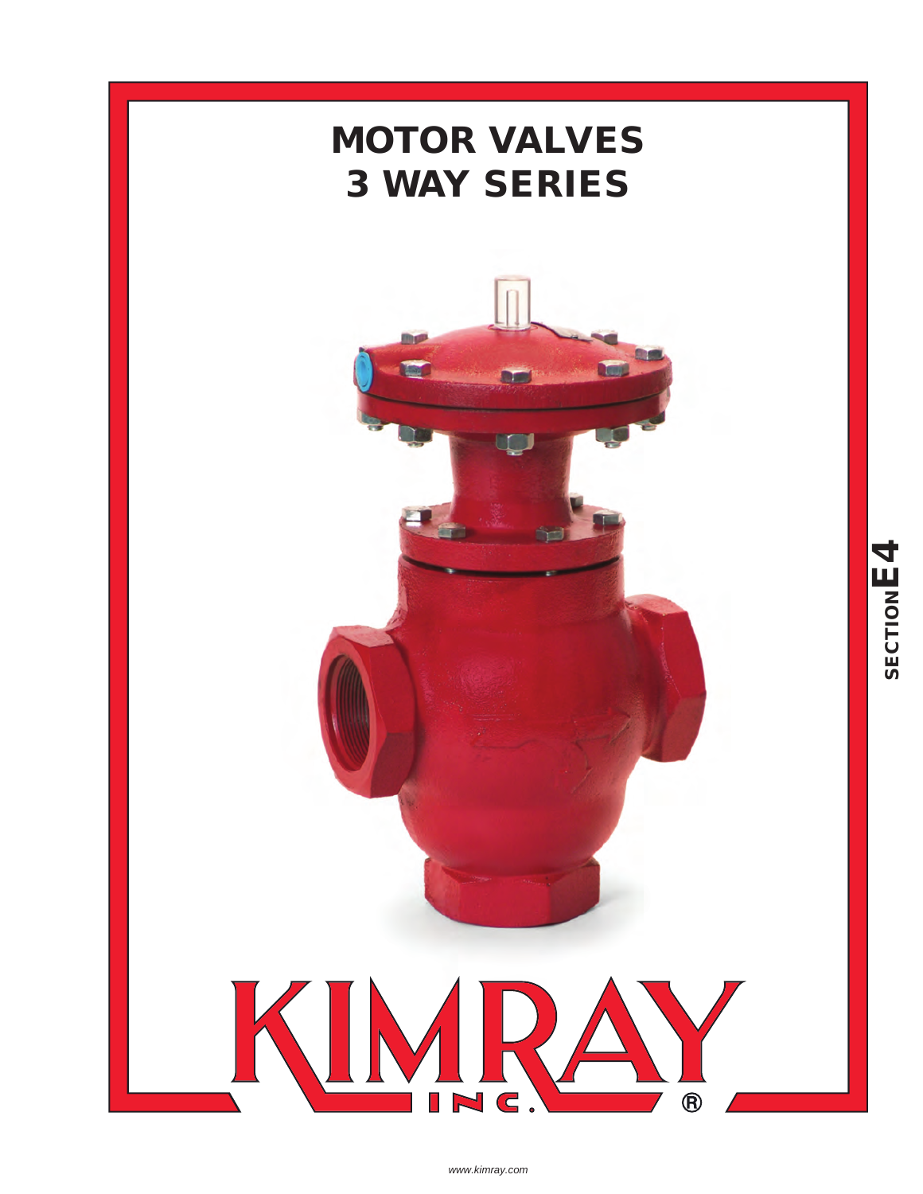# MOTOR VALVES
# 3 WAY SERIES

KIMRAY INC.®

SECTION E4

www.kimray.com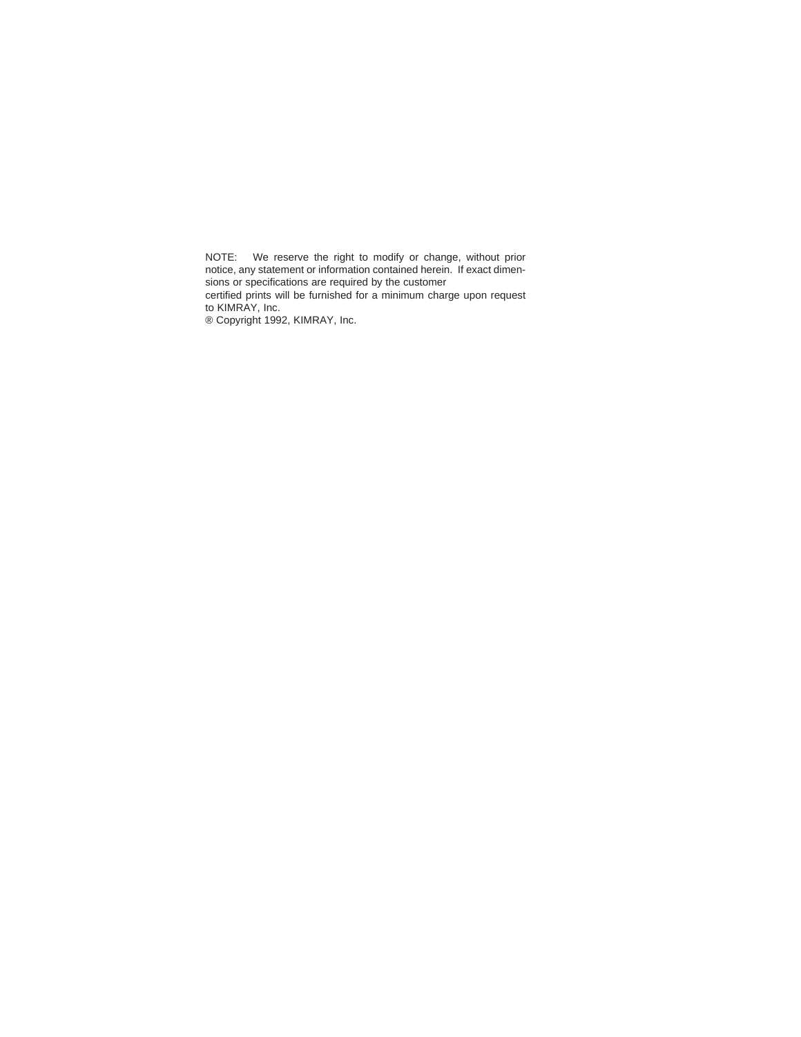NOTE: We reserve the right to modify or change, without prior notice, any statement or information contained herein. If exact dimensions or specifications are required by the customer certified prints will be furnished for a minimum charge upon request to KIMRAY, Inc.

® Copyright 1992, KIMRAY, Inc.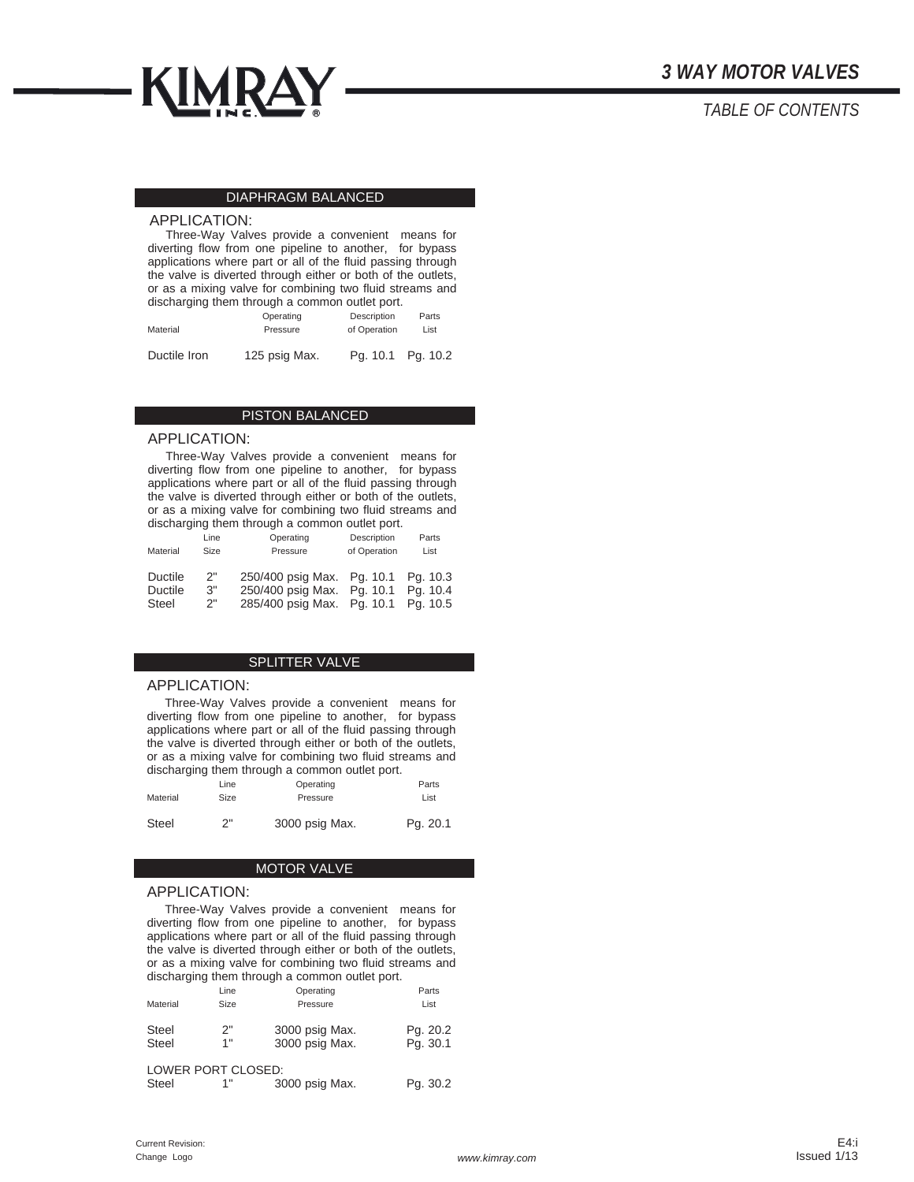# 3 WAY MOTOR VALVES

## TABLE OF CONTENTS

### DIAPHRAGM BALANCED

APPLICATION:

Three-Way Valves provide a convenient means for diverting flow from one pipeline to another, for bypass applications where part or all of the fluid passing through the valve is diverted through either or both of the outlets, or as a mixing valve for combining two fluid streams and discharging them through a common outlet port.

| Material | Operating Pressure | Description of Operation | Parts List |
|---|---|---|---|
| Ductile Iron | 125 psig Max. | Pg. 10.1 | Pg. 10.2 |

### PISTON BALANCED

APPLICATION:

Three-Way Valves provide a convenient means for diverting flow from one pipeline to another, for bypass applications where part or all of the fluid passing through the valve is diverted through either or both of the outlets, or as a mixing valve for combining two fluid streams and discharging them through a common outlet port.

| Material | Line Size | Operating Pressure | Description of Operation | Parts List |
|---|---|---|---|---|
| Ductile | 2" | 250/400 psig Max. | Pg. 10.1 | Pg. 10.3 |
| Ductile | 3" | 250/400 psig Max. | Pg. 10.1 | Pg. 10.4 |
| Steel | 2" | 285/400 psig Max. | Pg. 10.1 | Pg. 10.5 |

### SPLITTER VALVE

APPLICATION:

Three-Way Valves provide a convenient means for diverting flow from one pipeline to another, for bypass applications where part or all of the fluid passing through the valve is diverted through either or both of the outlets, or as a mixing valve for combining two fluid streams and discharging them through a common outlet port.

| Material | Line Size | Operating Pressure | Parts List |
|---|---|---|---|
| Steel | 2" | 3000 psig Max. | Pg. 20.1 |

### MOTOR VALVE

APPLICATION:

Three-Way Valves provide a convenient means for diverting flow from one pipeline to another, for bypass applications where part or all of the fluid passing through the valve is diverted through either or both of the outlets, or as a mixing valve for combining two fluid streams and discharging them through a common outlet port.

| Material | Line Size | Operating Pressure | Parts List |
|---|---|---|---|
| Steel | 2" | 3000 psig Max. | Pg. 20.2 |
| Steel | 1" | 3000 psig Max. | Pg. 30.1 |
| LOWER PORT CLOSED: | | | |
| Steel | 1" | 3000 psig Max. | Pg. 30.2 |

Current Revision:
Change Logo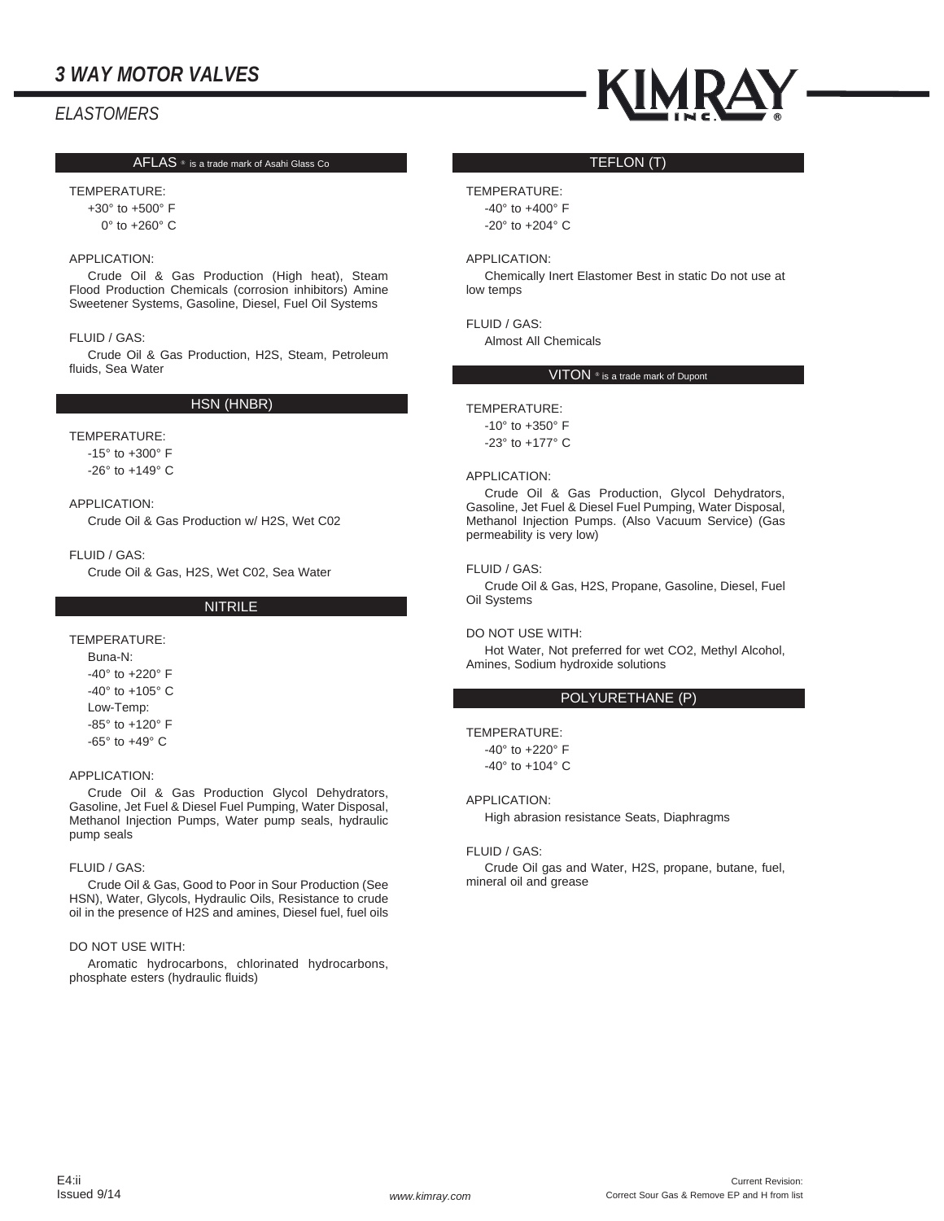# 3 WAY MOTOR VALVES

## ELASTOMERS

### AFLAS ® is a trade mark of Asahi Glass Co

TEMPERATURE:

+30° to +500° F
0° to +260° C

APPLICATION:

Crude Oil & Gas Production (High heat), Steam Flood Production Chemicals (corrosion inhibitors) Amine Sweetener Systems, Gasoline, Diesel, Fuel Oil Systems

FLUID / GAS:

Crude Oil & Gas Production, $H_2S$, Steam, Petroleum fluids, Sea Water

### HSN (HNBR)

TEMPERATURE:

-15° to +300° F
-26° to +149° C

APPLICATION:

Crude Oil & Gas Production w/ $H_2S$, Wet C02

FLUID / GAS:

Crude Oil & Gas, $H_2S$, Wet C02, Sea Water

### NITRILE

TEMPERATURE:

Buna-N:
-40° to +220° F
-40° to +105° C
Low-Temp:
-85° to +120° F
-65° to +49° C

APPLICATION:

Crude Oil & Gas Production Glycol Dehydrators, Gasoline, Jet Fuel & Diesel Fuel Pumping, Water Disposal, Methanol Injection Pumps, Water pump seals, hydraulic pump seals

FLUID / GAS:

Crude Oil & Gas, Good to Poor in Sour Production (See HSN), Water, Glycols, Hydraulic Oils, Resistance to crude oil in the presence of $H_2S$ and amines, Diesel fuel, fuel oils

DO NOT USE WITH:

Aromatic hydrocarbons, chlorinated hydrocarbons, phosphate esters (hydraulic fluids)

### TEFLON (T)

TEMPERATURE:

-40° to +400° F
-20° to +204° C

APPLICATION:

Chemically Inert Elastomer Best in static Do not use at low temps

FLUID / GAS:

Almost All Chemicals

### VITON ® is a trade mark of Dupont

TEMPERATURE:

-10° to +350° F
-23° to +177° C

APPLICATION:

Crude Oil & Gas Production, Glycol Dehydrators, Gasoline, Jet Fuel & Diesel Fuel Pumping, Water Disposal, Methanol Injection Pumps. (Also Vacuum Service) (Gas permeability is very low)

FLUID / GAS:

Crude Oil & Gas, $H_2S$, Propane, Gasoline, Diesel, Fuel Oil Systems

DO NOT USE WITH:

Hot Water, Not preferred for wet $CO_2$, Methyl Alcohol, Amines, Sodium hydroxide solutions

### POLYURETHANE (P)

TEMPERATURE:

-40° to +220° F
-40° to +104° C

APPLICATION:

High abrasion resistance Seats, Diaphragms

FLUID / GAS:

Crude Oil gas and Water, $H_2S$, propane, butane, fuel, mineral oil and grease

E4:ii
Issued 9/14

Current Revision:
Correct Sour Gas & Remove EP and H from list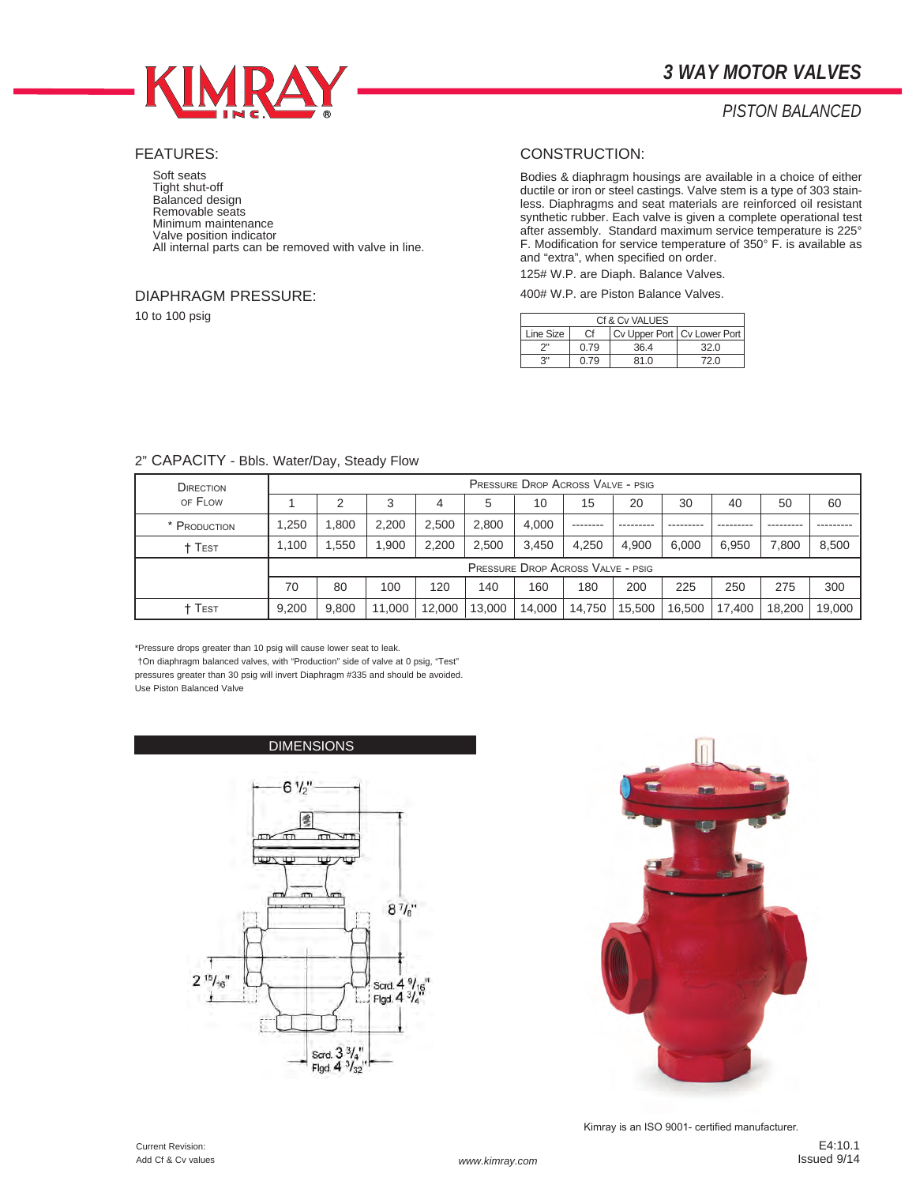# 3 WAY MOTOR VALVES

*PISTON BALANCED*

## FEATURES:

- Soft seats
- Tight shut-off
- Balanced design
- Removable seats
- Minimum maintenance
- Valve position indicator
- All internal parts can be removed with valve in line.

## DIAPHRAGM PRESSURE:

10 to 100 psig

## CONSTRUCTION:

Bodies & diaphragm housings are available in a choice of either ductile or iron or steel castings. Valve stem is a type of 303 stainless. Diaphragms and seat materials are reinforced oil resistant synthetic rubber. Each valve is given a complete operational test after assembly. Standard maximum service temperature is 225° F. Modification for service temperature of 350° F. is available as and "extra", when specified on order.

125# W.P. are Diaph. Balance Valves.

400# W.P. are Piston Balance Valves.

| Cf & Cv VALUES | | | |
|---|---|---|---|
| Line Size | Cf | Cv Upper Port | Cv Lower Port |
| 2" | 0.79 | 36.4 | 32.0 |
| 3" | 0.79 | 81.0 | 72.0 |

## 2" CAPACITY - Bbls. Water/Day, Steady Flow

| Direction of Flow | Pressure Drop Across Valve - psig | | | | | | | | | | | |
|---|---|---|---|---|---|---|---|---|---|---|---|---|
| | 1 | 2 | 3 | 4 | 5 | 10 | 15 | 20 | 30 | 40 | 50 | 60 |
| * Production | 1,250 | 1,800 | 2,200 | 2,500 | 2,800 | 4,000 | -------- | --------- | --------- | --------- | --------- | --------- |
| † Test | 1,100 | 1,550 | 1,900 | 2,200 | 2,500 | 3,450 | 4,250 | 4,900 | 6,000 | 6,950 | 7,800 | 8,500 |
| | Pressure Drop Across Valve - psig | | | | | | | | | | | |
| | 70 | 80 | 100 | 120 | 140 | 160 | 180 | 200 | 225 | 250 | 275 | 300 |
| † Test | 9,200 | 9,800 | 11,000 | 12,000 | 13,000 | 14,000 | 14,750 | 15,500 | 16,500 | 17,400 | 18,200 | 19,000 |

*Pressure drops greater than 10 psig will cause lower seat to leak.

†On diaphragm balanced valves, with "Production" side of valve at 0 psig, "Test" pressures greater than 30 psig will invert Diaphragm #335 and should be avoided. Use Piston Balanced Valve

## DIMENSIONS

6 1/2"

8 7/8"

2 15/16"

Scrd. 4 9/16"
Flgd. 4 3/4"

Scrd. 3 3/4"
Flgd. 4 3/32"

Kimray is an ISO 9001- certified manufacturer.

Current Revision:
Add Cf & Cv values

www.kimray.com

E4:10.1
Issued 9/14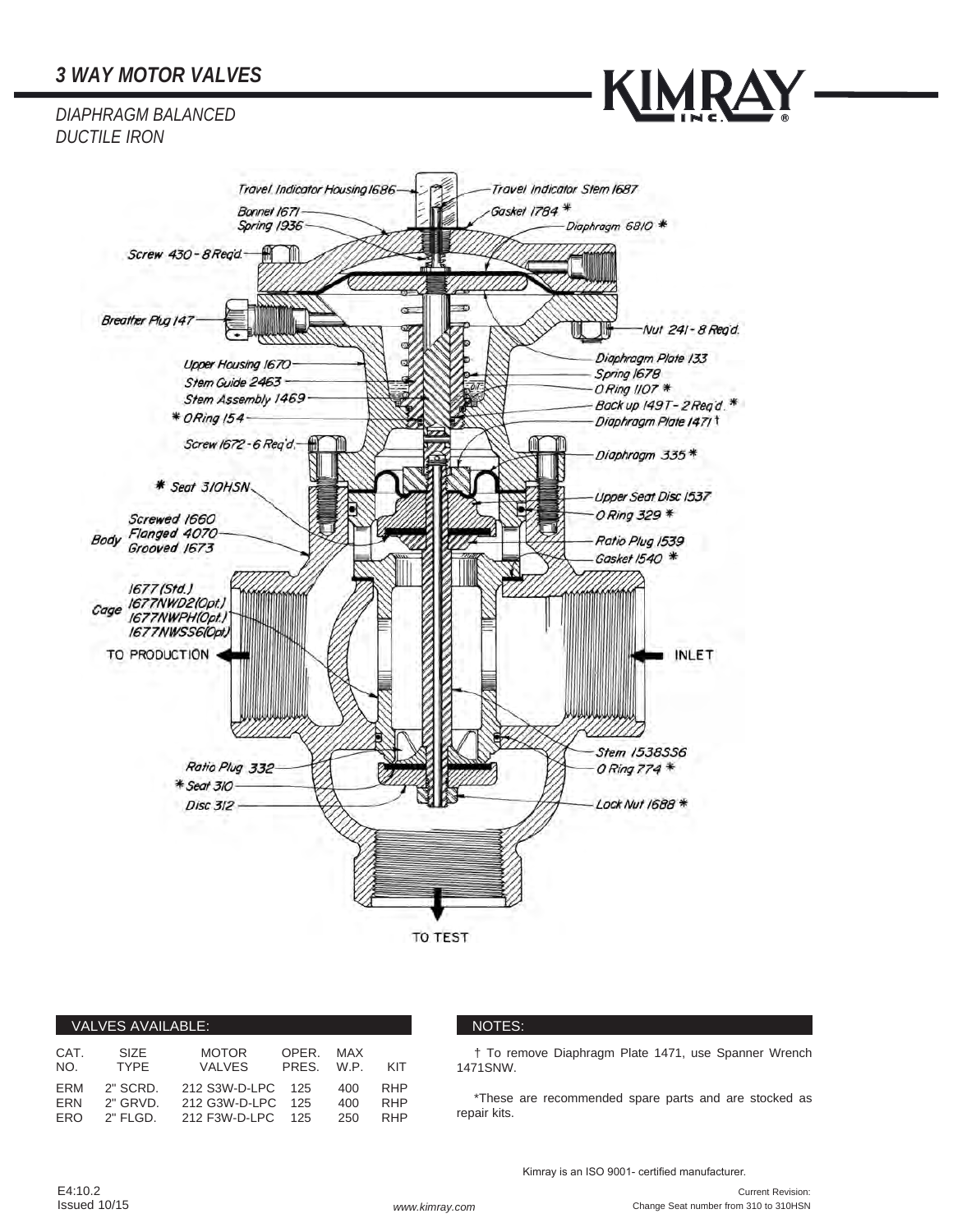# 3 WAY MOTOR VALVES

*DIAPHRAGM BALANCED*
*DUCTILE IRON*

Travel Indicator Housing 1686
Travel Indicator Stem 1687
Bonnet 1671
Spring 1936
Gasket 1784 *
Diaphragm 6810 *
Screw 430 - 8 Req'd.
Breather Plug 147
Nut 241 - 8 Req'd.
Upper Housing 1670
Diaphragm Plate 133
Spring 1678
Stem Guide 2463
O Ring 1107 *
Stem Assembly 1469
Back up 1497 - 2 Req'd. *
* O Ring 154
Diaphragm Plate 1471 †
Screw 1672 - 6 Req'd.
Diaphragm 335 *
* Seat 310HSN
Upper Seat Disc 1537
Body Screwed 1660 Flanged 4070 Grooved 1673
O Ring 329 *
Ratio Plug 1539
Gasket 1540 *
Cage 1677 (Std.) 1677NWD2(Opt.) 1677NWPH(Opt.) 1677NWSS6(Opt.)
TO PRODUCTION
INLET
Stem 1538SS6
Ratio Plug 332
O Ring 774 *
* Seat 310
Disc 312
Lock Nut 1688 *
TO TEST

## VALVES AVAILABLE:

| CAT. NO. | SIZE TYPE | MOTOR VALVES | OPER. PRES. | MAX W.P. | KIT |
|---|---|---|---|---|---|
| ERM | 2" SCRD. | 212 S3W-D-LPC | 125 | 400 | RHP |
| ERN | 2" GRVD. | 212 G3W-D-LPC | 125 | 400 | RHP |
| ERO | 2" FLGD. | 212 F3W-D-LPC | 125 | 250 | RHP |

## NOTES:

† To remove Diaphragm Plate 1471, use Spanner Wrench 1471SNW.

*These are recommended spare parts and are stocked as repair kits.

Kimray is an ISO 9001- certified manufacturer.

E4:10.2
Issued 10/15

Current Revision:
Change Seat number from 310 to 310HSN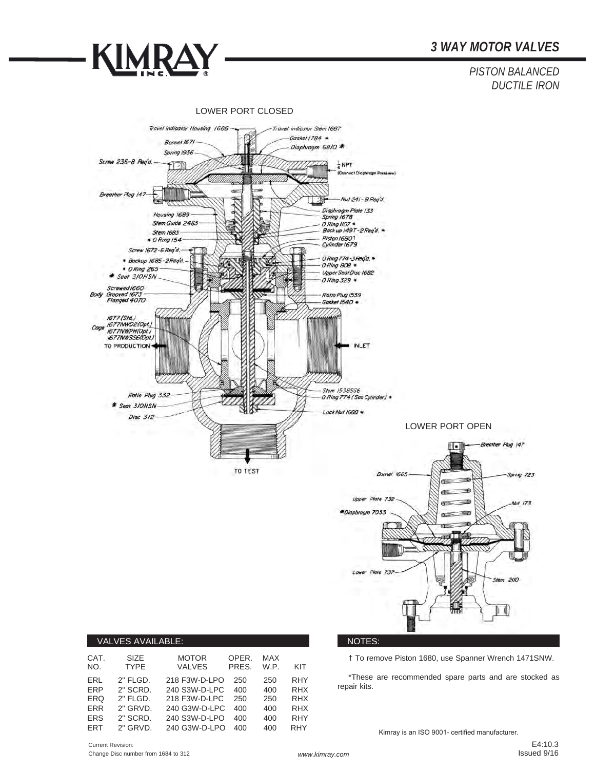# 3 WAY MOTOR VALVES

*PISTON BALANCED*
*DUCTILE IRON*

LOWER PORT CLOSED

Travel Indicator Housing 1686
Travel Indicator Stem 1687
Bonnet 1671
Gasket 1784 *
Spring 1936
Diaphragm 6810 *
Screw 236-8 Req'd.
1/4 NPT (Connect Diaphragm Pressure)
Breather Plug 147
Nut 241 - 8 Req'd.
Housing 1689
Diaphragm Plate 133
Stem Guide 2463
Spring 1678
Stem 1683
O Ring 1107 *
* O Ring 154
Back up 1497-2 Req'd. *
Piston 1680†
Cylinder 1679
Screw 1672-6 Req'd.
O Ring 774-3 Req'd. *
* Backup 1685-2 Req'd.
O Ring 808 *
* O Ring 265
Upper Seat Disc 1682
* Seat 310HSN
O Ring 329 *
Body Screwed 1660 Grooved 1673 Flanged 4070
Ratio Plug 1539
Gasket 1540 *
Cage 1677 (Std.) 1677NWD2(Opt.) 1677NWPH(Opt.) 1677NWSS6(Opt.)
TO PRODUCTION
INLET
Ratio Plug 332
Stem 1538SS6
O Ring 774 (See Cylinder) *
* Seat 310HSN
Disc 312
Lock Nut 1688 *
TO TEST

LOWER PORT OPEN

Breather Plug 147
Bonnet 1665
Spring 723
Upper Plate 732
Nut 173
*Diaphragm 7053
Lower Plate 737
Stem 2110

## VALVES AVAILABLE:

| CAT. NO. | SIZE TYPE | MOTOR VALVES | OPER. PRES. | MAX W.P. | KIT |
|---|---|---|---|---|---|
| ERL | 2" FLGD. | 218 F3W-D-LPO | 250 | 250 | RHY |
| ERP | 2" SCRD. | 240 S3W-D-LPC | 400 | 400 | RHX |
| ERQ | 2" FLGD. | 218 F3W-D-LPC | 250 | 250 | RHX |
| ERR | 2" GRVD. | 240 G3W-D-LPC | 400 | 400 | RHX |
| ERS | 2" SCRD. | 240 S3W-D-LPO | 400 | 400 | RHY |
| ERT | 2" GRVD. | 240 G3W-D-LPO | 400 | 400 | RHY |

## NOTES:

† To remove Piston 1680, use Spanner Wrench 1471SNW.

*These are recommended spare parts and are stocked as repair kits.

Kimray is an ISO 9001- certified manufacturer.

Current Revision:
Change Disc number from 1684 to 312

E4:10.3
Issued 9/16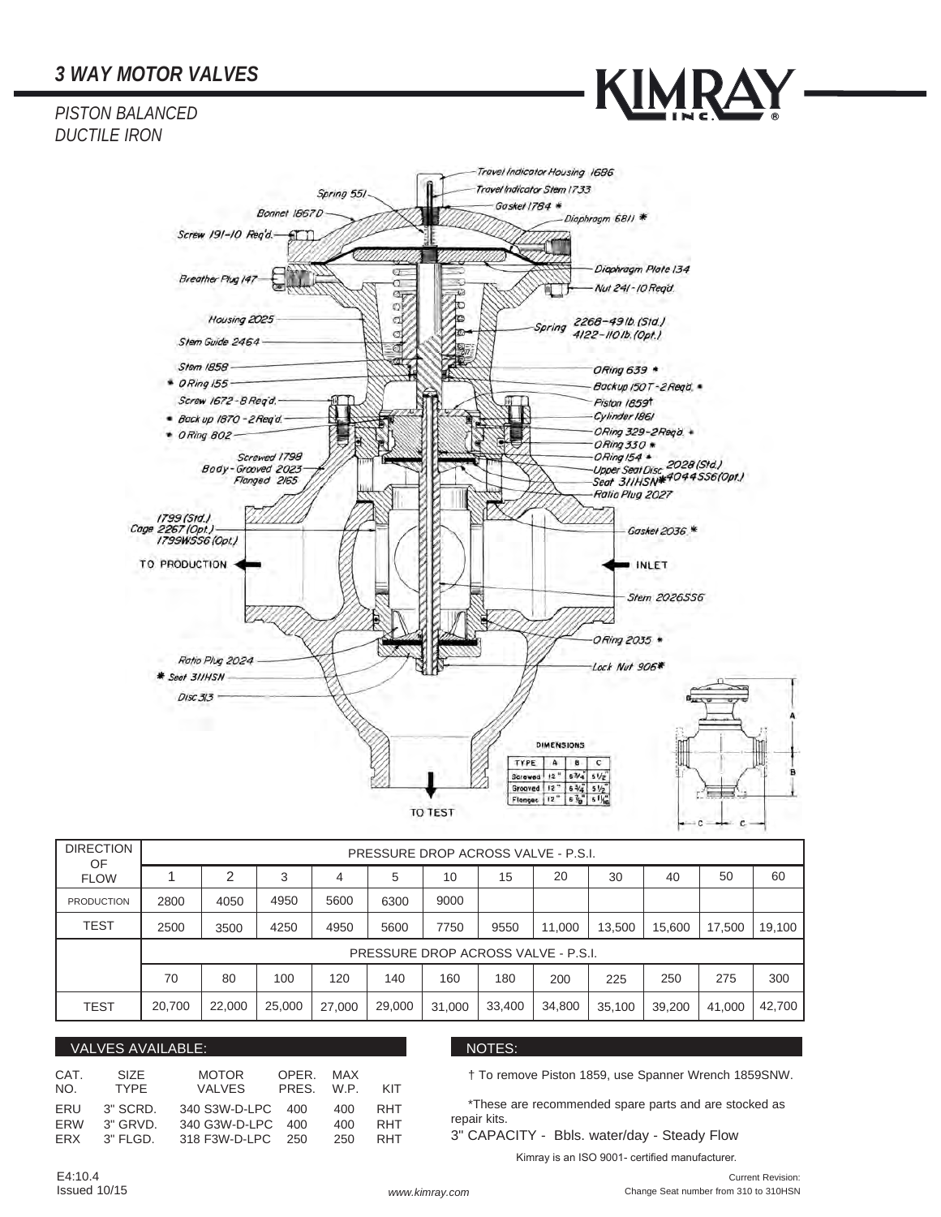# 3 WAY MOTOR VALVES

*PISTON BALANCED*
*DUCTILE IRON*

Travel Indicator Housing 1686
Travel Indicator Stem 1733
Spring 551
Gasket 1784 *
Bonnet 1867D
Diaphragm 6811 *
Screw 191-10 Req'd.
Diaphragm Plate 134
Breather Plug 147
Nut 241-10 Req'd.
Housing 2025
Spring 2268-49 lb. (Std.) 4122-110 lb. (Opt.)
Stem Guide 2464
Stem 1858
ORing 639 *
* ORing 155
Backup 150T-2 Req'd. *
Screw 1672-8 Req'd.
Piston 1859†
* Back up 1870-2 Req'd.
Cylinder 1861
* ORing 802
ORing 329-2 Req'd. *
ORing 330 *
Body - Screwed 1798, Grooved 2023, Flanged 2165
ORing 154 *
Upper Seat Disc 2028 (Std.) 4044SS6 (Opt.)
Seat 311HSN*
Ratio Plug 2027
Cage 1799 (Std.) 2267 (Opt.) 1799WSS6 (Opt.)
Gasket 2036 *
TO PRODUCTION
INLET
Stem 2026SS6
ORing 2035 *
Ratio Plug 2024
Lock Nut 906*
* Seat 311HSN
Disc 313
TO TEST

DIMENSIONS

| TYPE | A | B | C |
|---|---|---|---|
| Screwed | 12" | 6 3/4" | 5 1/2" |
| Grooved | 12" | 6 3/4" | 5 1/2" |
| Flanged | 12" | 6 7/8" | 5 11/16" |

| DIRECTION OF FLOW | PRESSURE DROP ACROSS VALVE - P.S.I. | | | | | | | | | | | |
|---|---|---|---|---|---|---|---|---|---|---|---|---|
| | 1 | 2 | 3 | 4 | 5 | 10 | 15 | 20 | 30 | 40 | 50 | 60 |
| PRODUCTION | 2800 | 4050 | 4950 | 5600 | 6300 | 9000 | | | | | | |
| TEST | 2500 | 3500 | 4250 | 4950 | 5600 | 7750 | 9550 | 11,000 | 13,500 | 15,600 | 17,500 | 19,100 |
| | PRESSURE DROP ACROSS VALVE - P.S.I. | | | | | | | | | | | |
| | 70 | 80 | 100 | 120 | 140 | 160 | 180 | 200 | 225 | 250 | 275 | 300 |
| TEST | 20,700 | 22,000 | 25,000 | 27,000 | 29,000 | 31,000 | 33,400 | 34,800 | 35,100 | 39,200 | 41,000 | 42,700 |

## VALVES AVAILABLE:

| CAT. NO. | SIZE TYPE | MOTOR VALVES | OPER. PRES. | MAX W.P. | KIT |
|---|---|---|---|---|---|
| ERU | 3" SCRD. | 340 S3W-D-LPC | 400 | 400 | RHT |
| ERW | 3" GRVD. | 340 G3W-D-LPC | 400 | 400 | RHT |
| ERX | 3" FLGD. | 318 F3W-D-LPC | 250 | 250 | RHT |

## NOTES:

† To remove Piston 1859, use Spanner Wrench 1859SNW.

*These are recommended spare parts and are stocked as repair kits.

3" CAPACITY - Bbls. water/day - Steady Flow

Kimray is an ISO 9001- certified manufacturer.

E4:10.4
Issued 10/15

Current Revision:
Change Seat number from 310 to 310HSN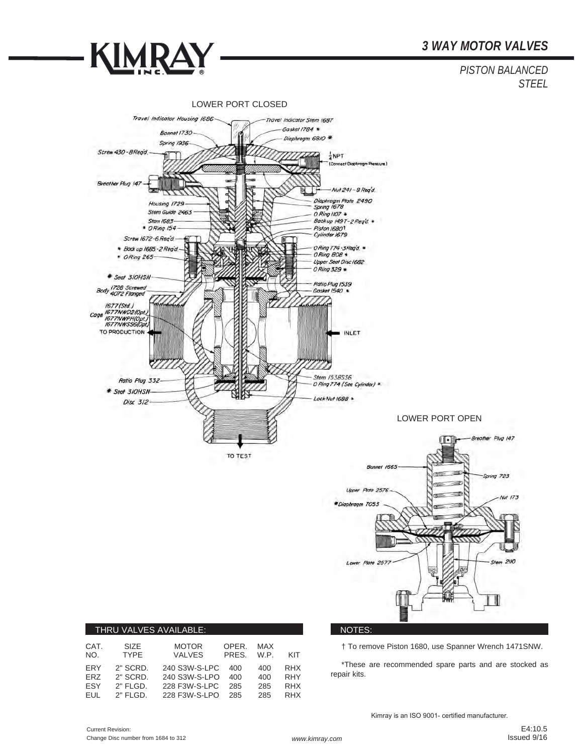# KIMRAY INC.

## 3 WAY MOTOR VALVES

*PISTON BALANCED*
*STEEL*

LOWER PORT CLOSED

Travel Indicator Housing 1686
Travel Indicator Stem 1687
Gasket 1784 *
Diaphragm 6810 *
Bonnet 1730
Spring 1936
Screw 430 - 8 Req'd.
1/4 NPT (Connect Diaphragm Pressure)
Breather Plug 147
Nut 241 - 8 Req'd.
Housing 1729
Diaphragm Plate 2490
Spring 1678
Stem Guide 2463
O Ring 1107 *
Stem 1683
Back up 1497 - 2 Req'd. *
* O Ring 154
Piston 1680†
Cylinder 1679
Screw 1672 - 6 Req'd.
O Ring 774 - 3 Req'd. *
* Back up 1685 - 2 Req'd.
O Ring 808 *
* O Ring 265
Upper Seat Disc 1682
O Ring 329 *
* Seat 310HSN
Ratio Plug 1539
Body 1728 Screwed / 4072 Flanged
Gasket 1540 *
Cage 1677 (Std.) / 1677NWD2 (Opt.) / 1677NWPH (Opt.) / 1677NWSS6 (Opt.)
TO PRODUCTION
INLET
Ratio Plug 332
Stem 1538SS6
* Seat 310HSN
O Ring 774 (See Cylinder) *
Disc 312
Lock Nut 1688 *
TO TEST

LOWER PORT OPEN

Breather Plug 147
Bonnet 1665
Spring 723
Upper Plate 2576
Nut 173
*Diaphragm 7053
Lower Plate 2577
Stem 2110

### THRU VALVES AVAILABLE:

| CAT. NO. | SIZE TYPE | MOTOR VALVES | OPER. PRES. | MAX W.P. | KIT |
|---|---|---|---|---|---|
| ERY | 2" SCRD. | 240 S3W-S-LPC | 400 | 400 | RHX |
| ERZ | 2" SCRD. | 240 S3W-S-LPO | 400 | 400 | RHY |
| ESY | 2" FLGD. | 228 F3W-S-LPC | 285 | 285 | RHX |
| EUL | 2" FLGD. | 228 F3W-S-LPO | 285 | 285 | RHX |

### NOTES:

† To remove Piston 1680, use Spanner Wrench 1471SNW.

*These are recommended spare parts and are stocked as repair kits.

Kimray is an ISO 9001- certified manufacturer.

Current Revision:
Change Disc number from 1684 to 312

www.kimray.com

E4:10.5
Issued 9/16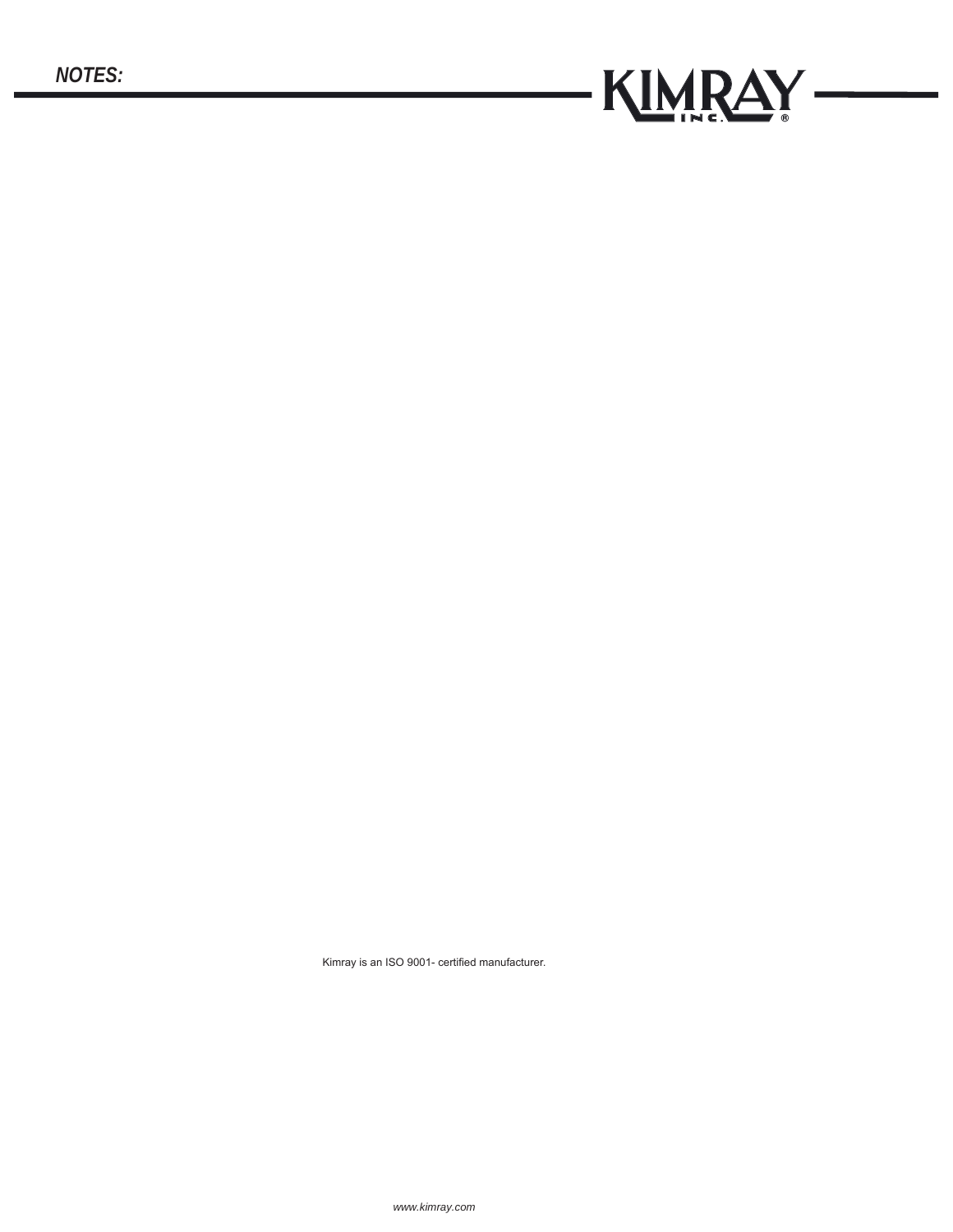***NOTES:***

Kimray is an ISO 9001- certified manufacturer.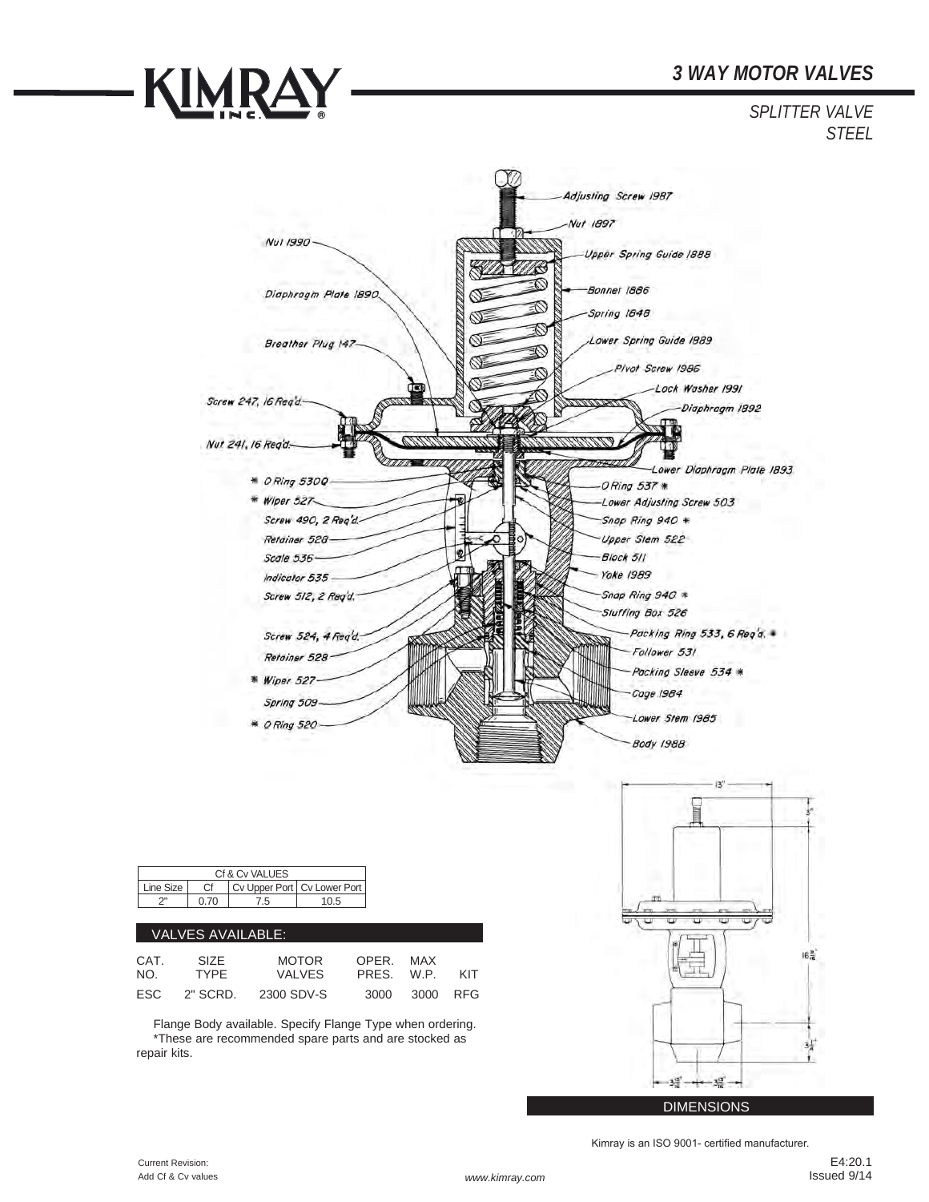# 3 WAY MOTOR VALVES

SPLITTER VALVE
STEEL

Adjusting Screw 1987
Nut 1897
Nut 1990
Upper Spring Guide 1888
Diaphragm Plate 1890
Bonnet 1886
Spring 1848
Breather Plug 147
Lower Spring Guide 1989
Pivot Screw 1986
Lock Washer 1991
Screw 247, 16 Req'd.
Diaphragm 1892
Nut 241, 16 Req'd.
Lower Diaphragm Plate 1893
* O Ring 5300
O Ring 537 *
* Wiper 527
Lower Adjusting Screw 503
Screw 490, 2 Req'd.
Snap Ring 940 *
Retainer 528
Upper Stem 522
Scale 536
Block 511
Indicator 535
Yoke 1989
Screw 512, 2 Req'd.
Snap Ring 940 *
Stuffing Box 526
Screw 524, 4 Req'd.
Packing Ring 533, 6 Req'd. *
Retainer 528
Follower 531
* Wiper 527
Packing Sleeve 534 *
Cage 1984
Spring 509
Lower Stem 1985
* O Ring 520
Body 1988

| Cf & Cv VALUES | | | |
|---|---|---|---|
| Line Size | Cf | Cv Upper Port | Cv Lower Port |
| 2" | 0.70 | 7.5 | 10.5 |

## VALVES AVAILABLE:

| CAT. NO. | SIZE TYPE | MOTOR VALVES | OPER. PRES. | MAX W.P. | KIT |
|---|---|---|---|---|---|
| ESC | 2" SCRD. | 2300 SDV-S | 3000 | 3000 | RFG |

Flange Body available. Specify Flange Type when ordering.
*These are recommended spare parts and are stocked as repair kits.

13"
3"
$16\frac{3}{16}$"
$3\frac{1}{4}$"
$3\frac{15}{16}$"
$3\frac{15}{16}$"

DIMENSIONS

Kimray is an ISO 9001- certified manufacturer.

Current Revision:
Add Cf & Cv values

E4:20.1
Issued 9/14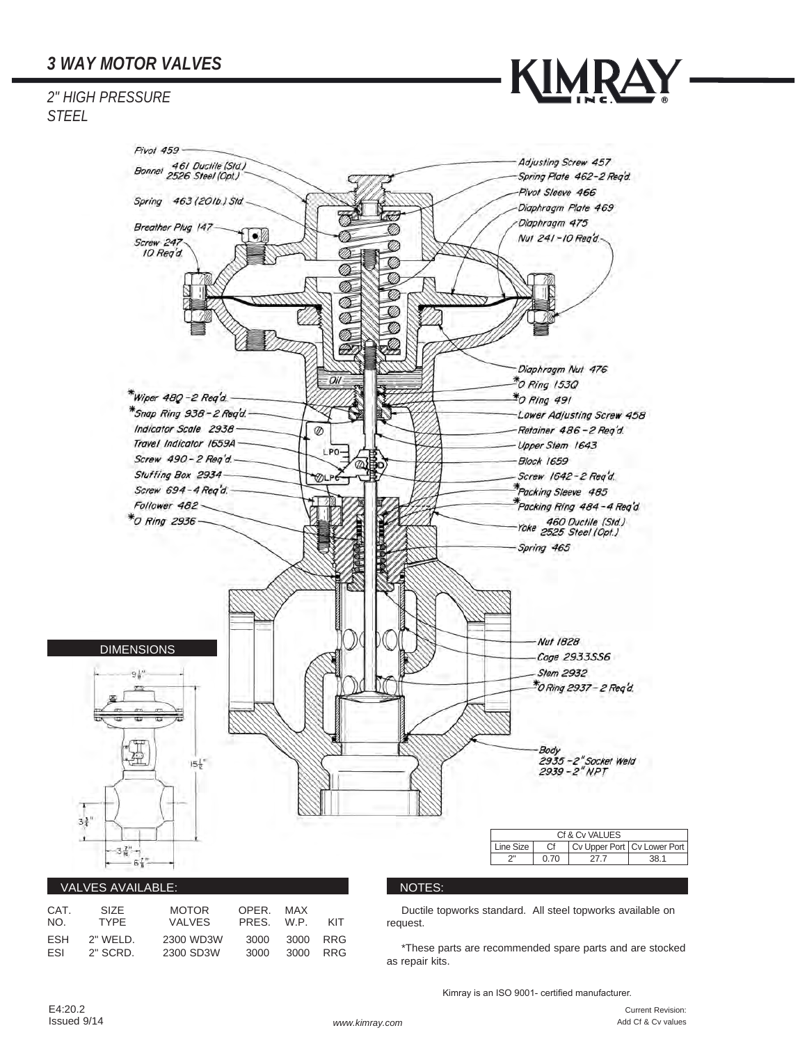# 3 WAY MOTOR VALVES

*2" HIGH PRESSURE*
*STEEL*

Pivot 459
Bonnet 461 Ductile (Std.) 2526 Steel (Opt.)
Spring 463 (20lb.) Std.
Breather Plug 147
Screw 247 10 Req'd.
*Wiper 48Q - 2 Req'd.
*Snap Ring 938 - 2 Req'd.
Indicator Scale 2938
Travel Indicator 1659A
Screw 490 - 2 Req'd.
Stuffing Box 2934
Screw 694 - 4 Req'd.
Follower 482
*O Ring 2936

Adjusting Screw 457
Spring Plate 462 - 2 Req'd.
Pivot Sleeve 466
Diaphragm Plate 469
Diaphragm 475
Nut 241 - 10 Req'd.
Diaphragm Nut 476
*O Ring 153Q
*O Ring 491
Lower Adjusting Screw 458
Retainer 486 - 2 Req'd.
Upper Stem 1643
Block 1659
Screw 1642 - 2 Req'd.
*Packing Sleeve 485
*Packing Ring 484 - 4 Req'd.
Yoke 460 Ductile (Std.) 2525 Steel (Opt.)
Spring 465
Nut 1828
Cage 2933SS6
Stem 2932
*O Ring 2937 - 2 Req'd.
Body 2935 - 2" Socket Weld 2939 - 2" NPT

Oil

## DIMENSIONS

9 1/8"
15 1/2"
3 3/4"
3 7/16"
6 7/8"

| Cf & Cv VALUES | | | |
|---|---|---|---|
| Line Size | Cf | Cv Upper Port | Cv Lower Port |
| 2" | 0.70 | 27.7 | 38.1 |

## VALVES AVAILABLE:

| CAT. NO. | SIZE TYPE | MOTOR VALVES | OPER. PRES. | MAX W.P. | KIT |
|---|---|---|---|---|---|
| ESH | 2" WELD. | 2300 WD3W | 3000 | 3000 | RRG |
| ESI | 2" SCRD. | 2300 SD3W | 3000 | 3000 | RRG |

## NOTES:

Ductile topworks standard. All steel topworks available on request.

*These parts are recommended spare parts and are stocked as repair kits.

Kimray is an ISO 9001- certified manufacturer.

E4:20.2
Issued 9/14

Current Revision:
Add Cf & Cv values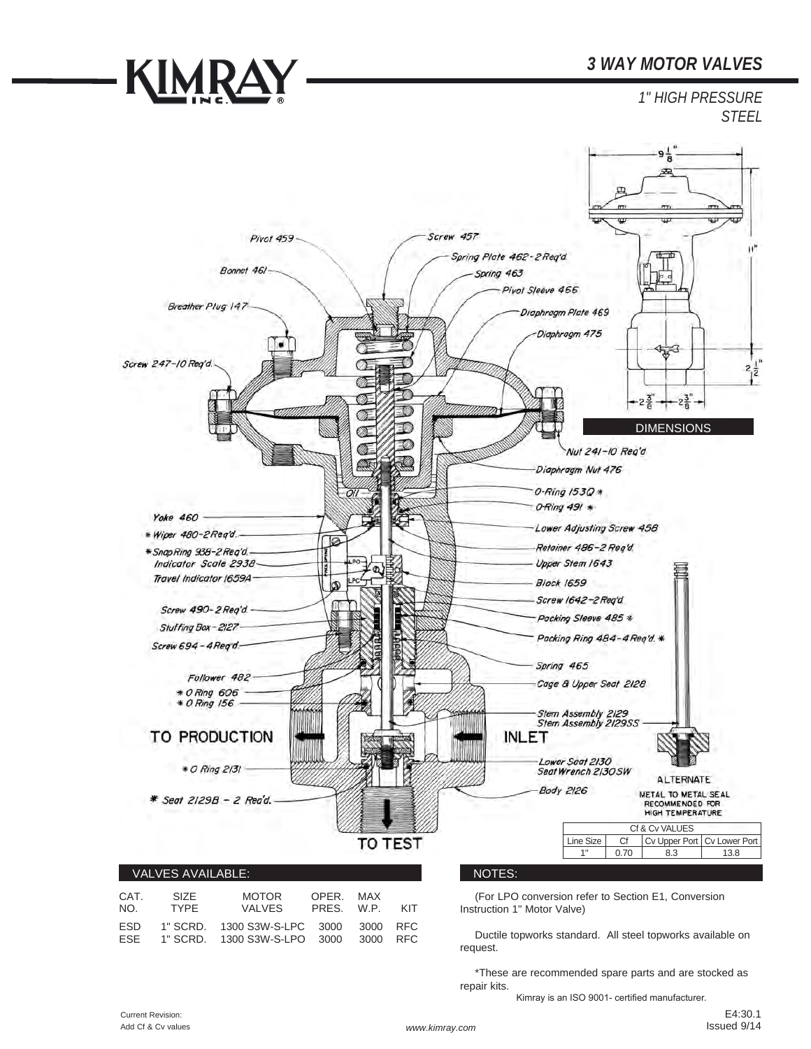# 3 WAY MOTOR VALVES

*1" HIGH PRESSURE*
*STEEL*

DIMENSIONS

9 1/8"

11"

2 1/2"

2 3/8"  2 3/8"

Pivot 459
Screw 457
Spring Plate 462-2 Req'd.
Bonnet 461
Spring 463
Pivot Sleeve 466
Breather Plug 147
Diaphragm Plate 469
Diaphragm 475
Screw 247-10 Req'd.
Nut 241-10 Req'd
Diaphragm Nut 476
Oil
O-Ring 153Q *
O-Ring 491 *
Yoke 460
* Wiper 480-2 Req'd.
Lower Adjusting Screw 458
* Snap Ring 938-2 Req'd.
Retainer 486-2 Req'd.
Indicator Scale 2938
Upper Stem 1643
Travel Indicator 1659A
Block 1659
Screw 1642-2 Req'd.
Screw 490-2 Req'd.
Packing Sleeve 485 *
Stuffing Box - 2127
Screw 694-4 Req'd.
Packing Ring 484-4 Req'd. *
Spring 465
Follower 482
Cage & Upper Seat 2128
* O Ring 606
* O Ring 156
Stem Assembly 2129
Stem Assembly 2129SS
TO PRODUCTION
INLET
* O Ring 2131
Lower Seat 2130
Seat Wrench 2130SW
Body 2126
* Seat 2129B - 2 Req'd.
TO TEST

ALTERNATE
METAL TO METAL SEAL
RECOMMENDED FOR
HIGH TEMPERATURE

| Cf & Cv VALUES | | | |
|---|---|---|---|
| Line Size | Cf | Cv Upper Port | Cv Lower Port |
| 1" | 0.70 | 8.3 | 13.8 |

## VALVES AVAILABLE:

| CAT. NO. | SIZE TYPE | MOTOR VALVES | OPER. PRES. | MAX W.P. | KIT |
|---|---|---|---|---|---|
| ESD | 1" SCRD. | 1300 S3W-S-LPC | 3000 | 3000 | RFC |
| ESE | 1" SCRD. | 1300 S3W-S-LPO | 3000 | 3000 | RFC |

## NOTES:

(For LPO conversion refer to Section E1, Conversion Instruction 1" Motor Valve)

Ductile topworks standard. All steel topworks available on request.

*These are recommended spare parts and are stocked as repair kits.

Kimray is an ISO 9001- certified manufacturer.

Current Revision:
Add Cf & Cv values

E4:30.1
Issued 9/14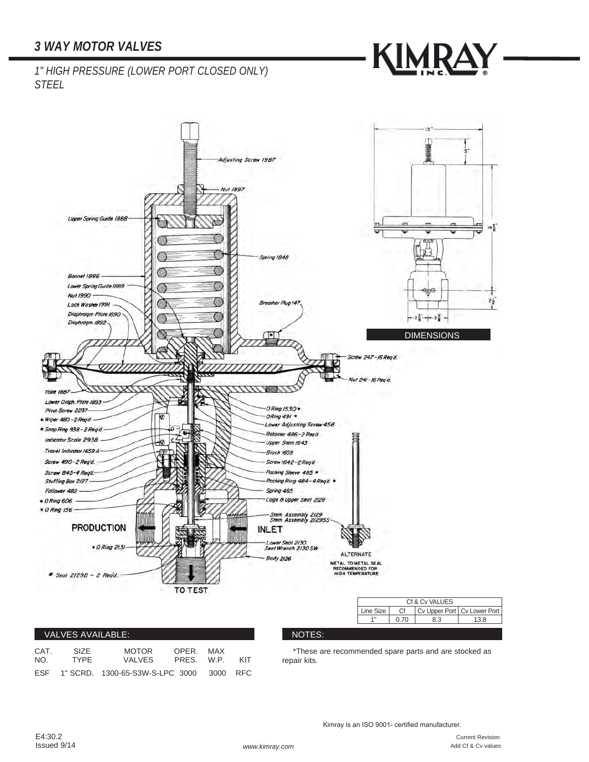# 3 WAY MOTOR VALVES

*1" HIGH PRESSURE (LOWER PORT CLOSED ONLY)*
*STEEL*

Adjusting Screw 1987
Nut 1897
Upper Spring Guide 1888
Spring 1848
Bonnet 1886
Lower Spring Guide 1889
Nut 1990
Lock Washer 1991
Diaphragm Plate 1890
Diaphragm 1892
Breather Plug 147
Screw 247 - 16 Req'd.
Nut 241 - 16 Req'd.
Yoke 1887
Lower Diaph. Plate 1893
Pivot Screw 2237
* Wiper 480 - 2 Req'd
* Snap Ring 938 - 2 Req'd.
Indicator Scale 2938
Travel Indicator 1659 A
Screw 490 - 2 Req'd.
Screw 845-4 Req'd.
Stuffing Box 2127
Follower 482
* O Ring 606
* O Ring 156
O Ring 1530 *
O Ring 491 *
Lower Adjusting Screw 458
Retainer 486 - 2 Req'd.
Upper Stem 1643
Block 1659
Screw 1642 - 2 Req'd.
Packing Sleeve 485 *
Packing Ring 484 - 4 Req'd. *
Spring 465
Cage & Upper Seat 2128
Stem Assembly 2129
Stem Assembly 2129SS
PRODUCTION
INLET
* O Ring 2131
Lower Seat 2130
Seat Wrench 2130 SW
Body 2126
* Seat 2129B - 2 Req'd.
TO TEST
ALTERNATE
METAL TO METAL SEAL RECOMMENDED FOR HIGH TEMPERATURE

DIMENSIONS

15"
3"
14 5/8"
2 1/4"
2 3/8"
2 3/8"

| Cf & Cv VALUES | | | |
|---|---|---|---|
| Line Size | Cf | Cv Upper Port | Cv Lower Port |
| 1" | 0.70 | 8.3 | 13.8 |

## VALVES AVAILABLE:

| CAT. NO. | SIZE TYPE | MOTOR VALVES | OPER. PRES. | MAX W.P. | KIT |
|---|---|---|---|---|---|
| ESF | 1" SCRD. | 1300-65-S3W-S-LPC | 3000 | 3000 | RFC |

## NOTES:

*These are recommended spare parts and are stocked as repair kits.

Kimray is an ISO 9001- certified manufacturer.

E4:30.2
Issued 9/14

Current Revision:
Add Cf & Cv values